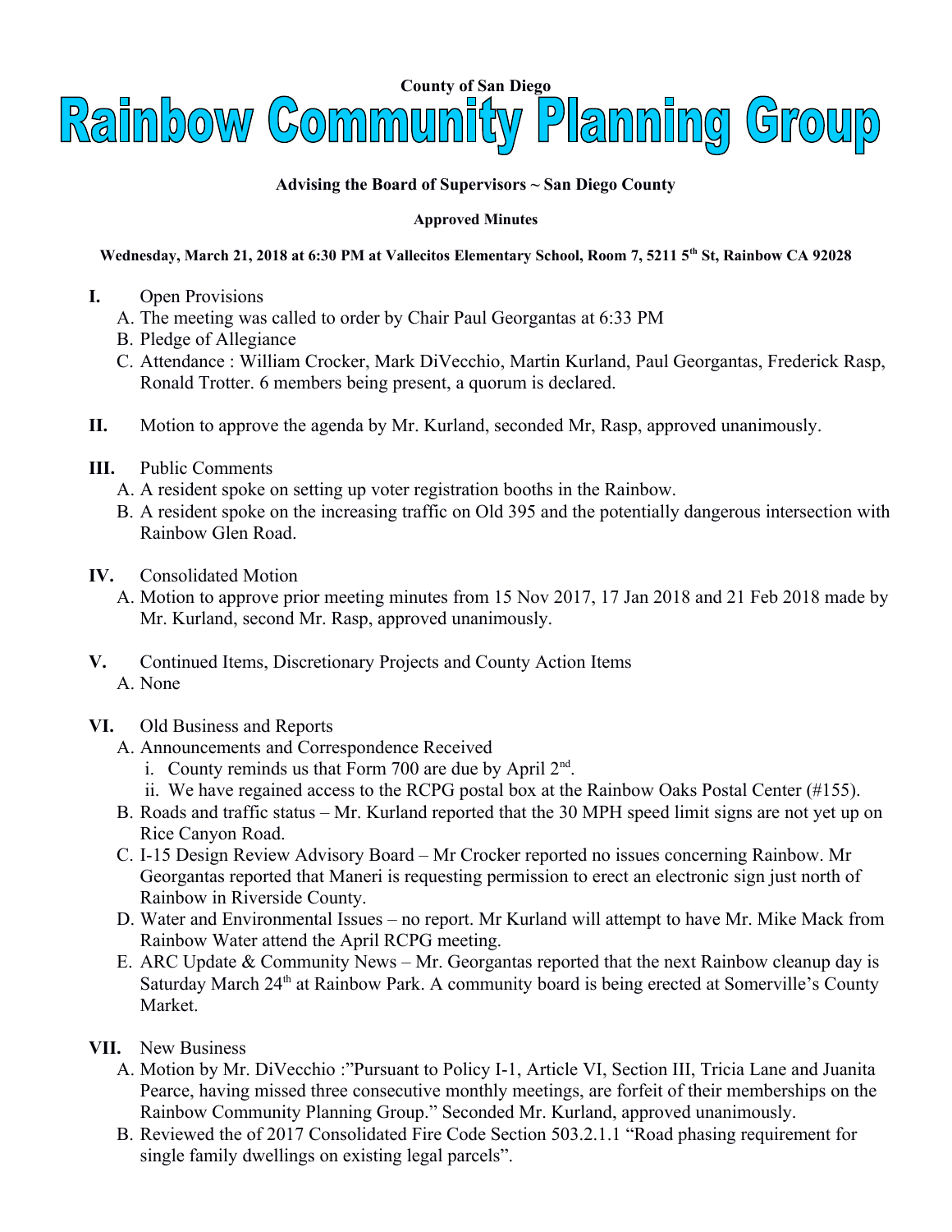**County of San Diego**

# Rainbow Community Planning Group

**Advising the Board of Supervisors ~ San Diego County**

**Approved Minutes**

**Wednesday, March 21, 2018 at 6:30 PM at Vallecitos Elementary School, Room 7, 5211 5th St, Rainbow CA 92028**

**I.** Open Provisions

A. The meeting was called to order by Chair Paul Georgantas at 6:33 PM

B. Pledge of Allegiance

C. Attendance : William Crocker, Mark DiVecchio, Martin Kurland, Paul Georgantas, Frederick Rasp, Ronald Trotter. 6 members being present, a quorum is declared.

**II.** Motion to approve the agenda by Mr. Kurland, seconded Mr, Rasp, approved unanimously.

**III.** Public Comments

A. A resident spoke on setting up voter registration booths in the Rainbow.

B. A resident spoke on the increasing traffic on Old 395 and the potentially dangerous intersection with Rainbow Glen Road.

**IV.** Consolidated Motion

A. Motion to approve prior meeting minutes from 15 Nov 2017, 17 Jan 2018 and 21 Feb 2018 made by Mr. Kurland, second Mr. Rasp, approved unanimously.

**V.** Continued Items, Discretionary Projects and County Action Items

A. None

**VI.** Old Business and Reports

A. Announcements and Correspondence Received

i. County reminds us that Form 700 are due by April 2nd.

ii. We have regained access to the RCPG postal box at the Rainbow Oaks Postal Center (#155).

B. Roads and traffic status – Mr. Kurland reported that the 30 MPH speed limit signs are not yet up on Rice Canyon Road.

C. I-15 Design Review Advisory Board – Mr Crocker reported no issues concerning Rainbow. Mr Georgantas reported that Maneri is requesting permission to erect an electronic sign just north of Rainbow in Riverside County.

D. Water and Environmental Issues – no report. Mr Kurland will attempt to have Mr. Mike Mack from Rainbow Water attend the April RCPG meeting.

E. ARC Update & Community News – Mr. Georgantas reported that the next Rainbow cleanup day is Saturday March 24th at Rainbow Park. A community board is being erected at Somerville's County Market.

**VII.** New Business

A. Motion by Mr. DiVecchio :"Pursuant to Policy I-1, Article VI, Section III, Tricia Lane and Juanita Pearce, having missed three consecutive monthly meetings, are forfeit of their memberships on the Rainbow Community Planning Group." Seconded Mr. Kurland, approved unanimously.

B. Reviewed the of 2017 Consolidated Fire Code Section 503.2.1.1 "Road phasing requirement for single family dwellings on existing legal parcels".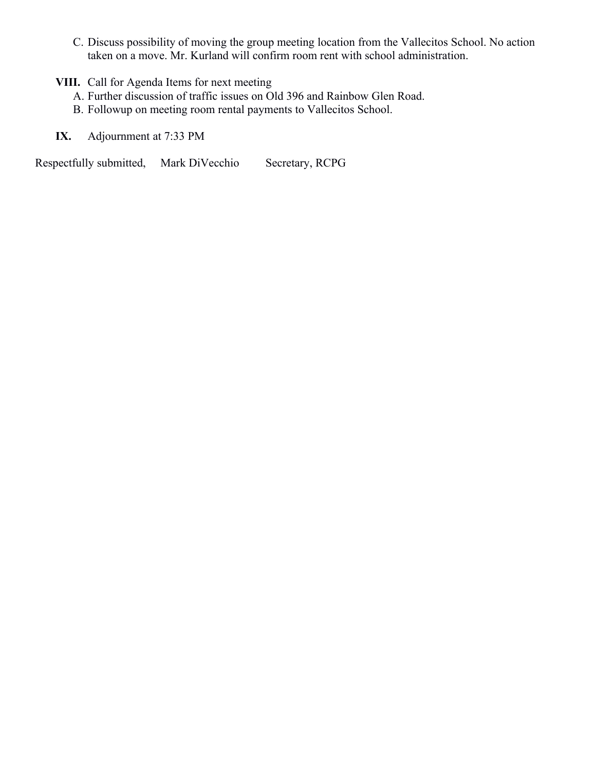C. Discuss possibility of moving the group meeting location from the Vallecitos School. No action taken on a move. Mr. Kurland will confirm room rent with school administration.

**VIII.** Call for Agenda Items for next meeting

A. Further discussion of traffic issues on Old 396 and Rainbow Glen Road.

B. Followup on meeting room rental payments to Vallecitos School.

**IX.** Adjournment at 7:33 PM

Respectfully submitted, Mark DiVecchio Secretary, RCPG